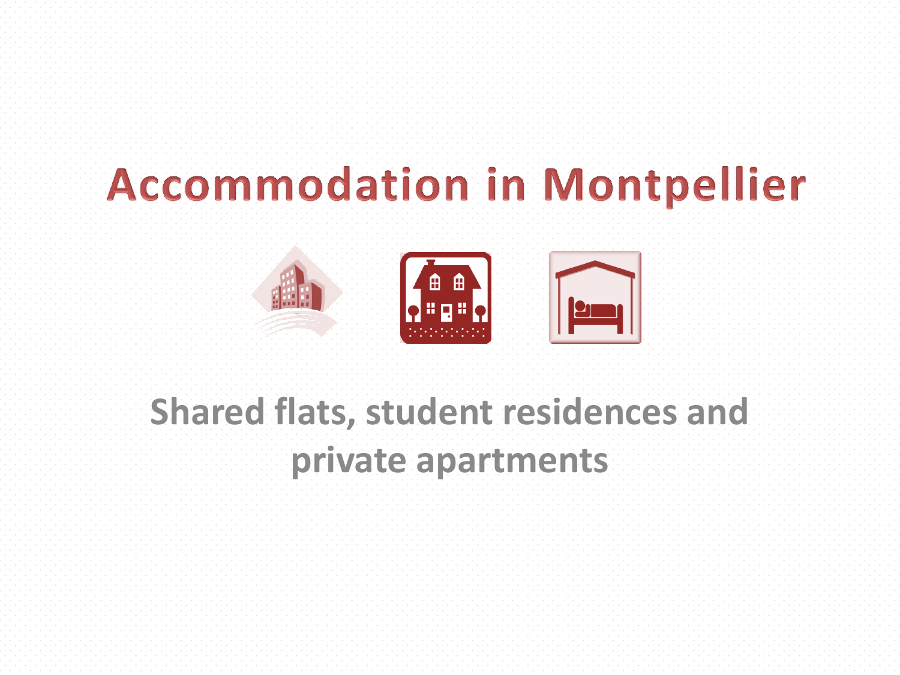# Accommodation in Montpellier

## Shared flats, student residences and private apartments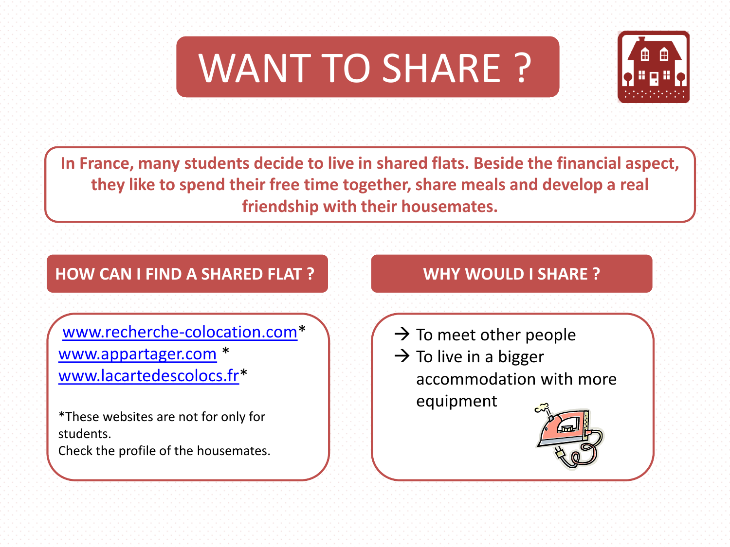# WANT TO SHARE ?

**In France, many students decide to live in shared flats. Beside the financial aspect, they like to spend their free time together, share meals and develop a real friendship with their housemates.**

## HOW CAN I FIND A SHARED FLAT ?

www.recherche-colocation.com*
www.appartager.com *
www.lacartedescolocs.fr*

*These websites are not for only for students.
Check the profile of the housemates.

## WHY WOULD I SHARE ?

→ To meet other people
→ To live in a bigger accommodation with more equipment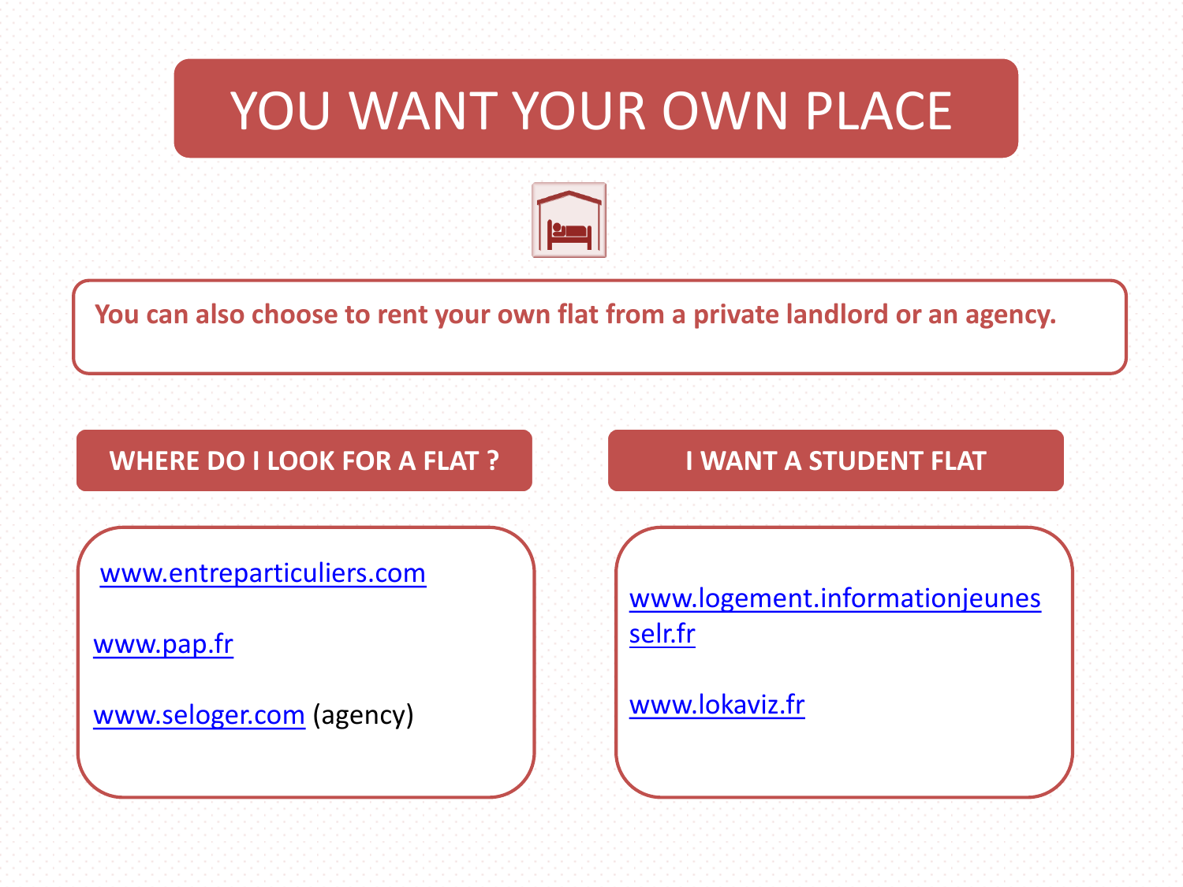# YOU WANT YOUR OWN PLACE

**You can also choose to rent your own flat from a private landlord or an agency.**

## WHERE DO I LOOK FOR A FLAT ?

www.entreparticuliers.com

www.pap.fr

www.seloger.com (agency)

## I WANT A STUDENT FLAT

www.logement.informationjeunesselr.fr

www.lokaviz.fr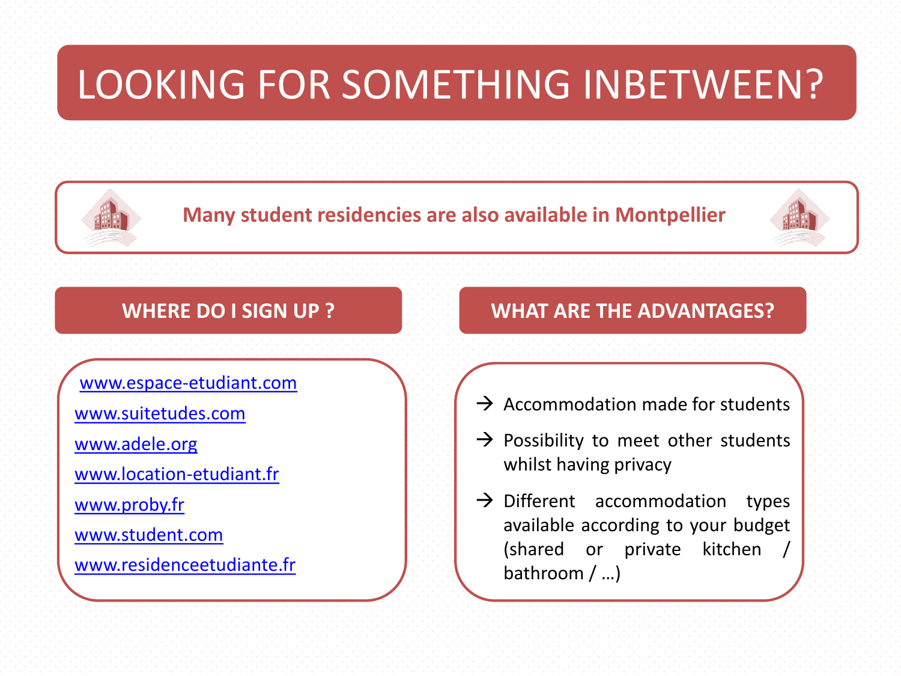# LOOKING FOR SOMETHING INBETWEEN?

**Many student residencies are also available in Montpellier**

## WHERE DO I SIGN UP ?

- www.espace-etudiant.com
- www.suitetudes.com
- www.adele.org
- www.location-etudiant.fr
- www.proby.fr
- www.student.com
- www.residenceetudiante.fr

## WHAT ARE THE ADVANTAGES?

- → Accommodation made for students
- → Possibility to meet other students whilst having privacy
- → Different accommodation types available according to your budget (shared or private kitchen / bathroom / …)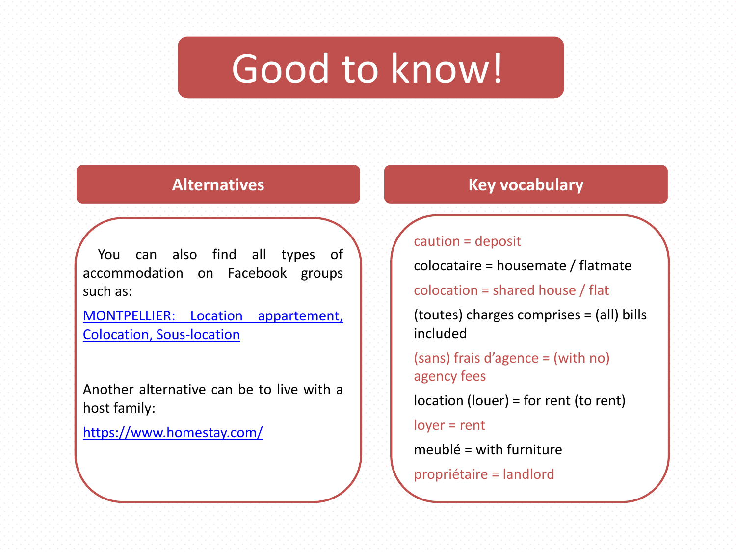# Good to know!

## Alternatives

You can also find all types of accommodation on Facebook groups such as:

MONTPELLIER: Location appartement, Colocation, Sous-location

Another alternative can be to live with a host family:

https://www.homestay.com/

## Key vocabulary

caution = deposit

colocataire = housemate / flatmate

colocation = shared house / flat

(toutes) charges comprises = (all) bills included

(sans) frais d'agence = (with no) agency fees

location (louer) = for rent (to rent)

loyer = rent

meublé = with furniture

propriétaire = landlord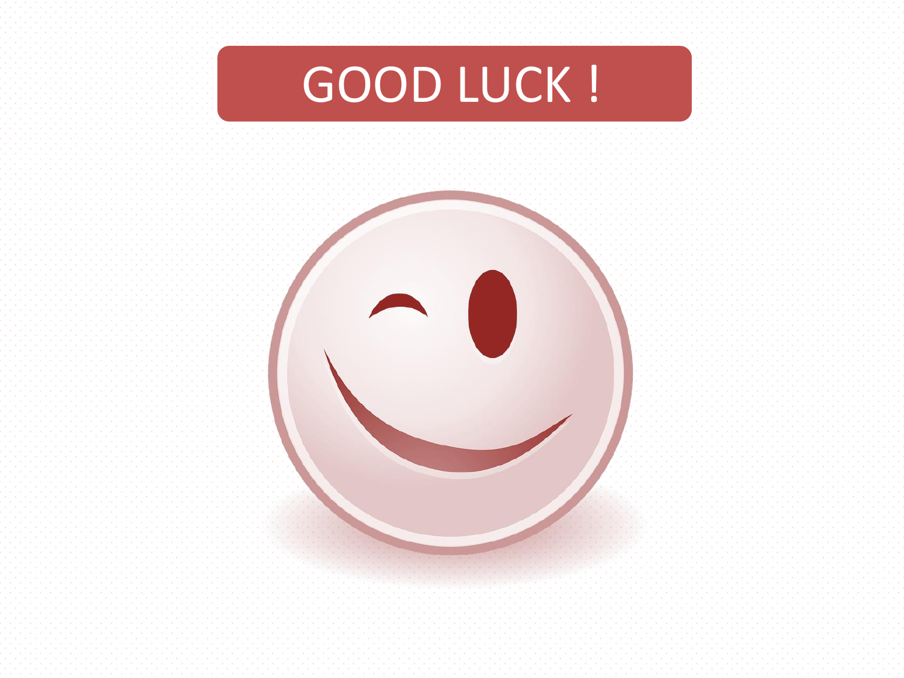# GOOD LUCK !